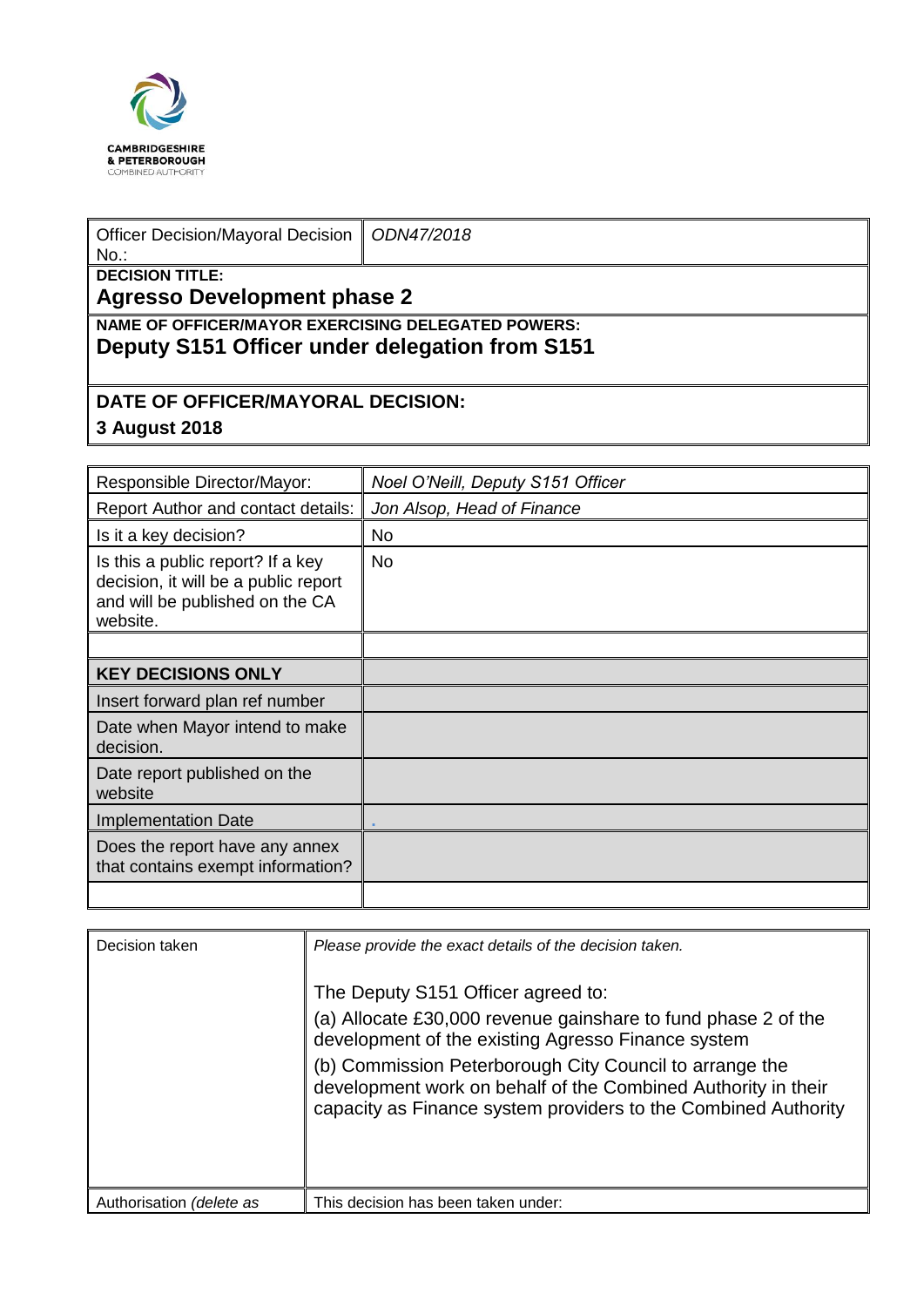CAMBRIDGESHIRE
& PETERBOROUGH
COMBINED AUTHORITY

| Officer Decision/Mayoral Decision No.: | *ODN47/2018* |
|---|---|
| **DECISION TITLE:** **Agresso Development phase 2** | |
| **NAME OF OFFICER/MAYOR EXERCISING DELEGATED POWERS:** **Deputy S151 Officer under delegation from S151** | |
| **DATE OF OFFICER/MAYORAL DECISION:** **3 August 2018** | |

| Responsible Director/Mayor: | *Noel O'Neill, Deputy S151 Officer* |
|---|---|
| Report Author and contact details: | *Jon Alsop, Head of Finance* |
| Is it a key decision? | No |
| Is this a public report? If a key decision, it will be a public report and will be published on the CA website. | No |
| | |
| **KEY DECISIONS ONLY** | |
| Insert forward plan ref number | |
| Date when Mayor intend to make decision. | |
| Date report published on the website | |
| Implementation Date | |
| Does the report have any annex that contains exempt information? | |
| | |

| Decision taken | *Please provide the exact details of the decision taken.*<br><br>The Deputy S151 Officer agreed to:<br>(a) Allocate £30,000 revenue gainshare to fund phase 2 of the development of the existing Agresso Finance system<br>(b) Commission Peterborough City Council to arrange the development work on behalf of the Combined Authority in their capacity as Finance system providers to the Combined Authority |
|---|---|
| Authorisation *(delete as* | This decision has been taken under: |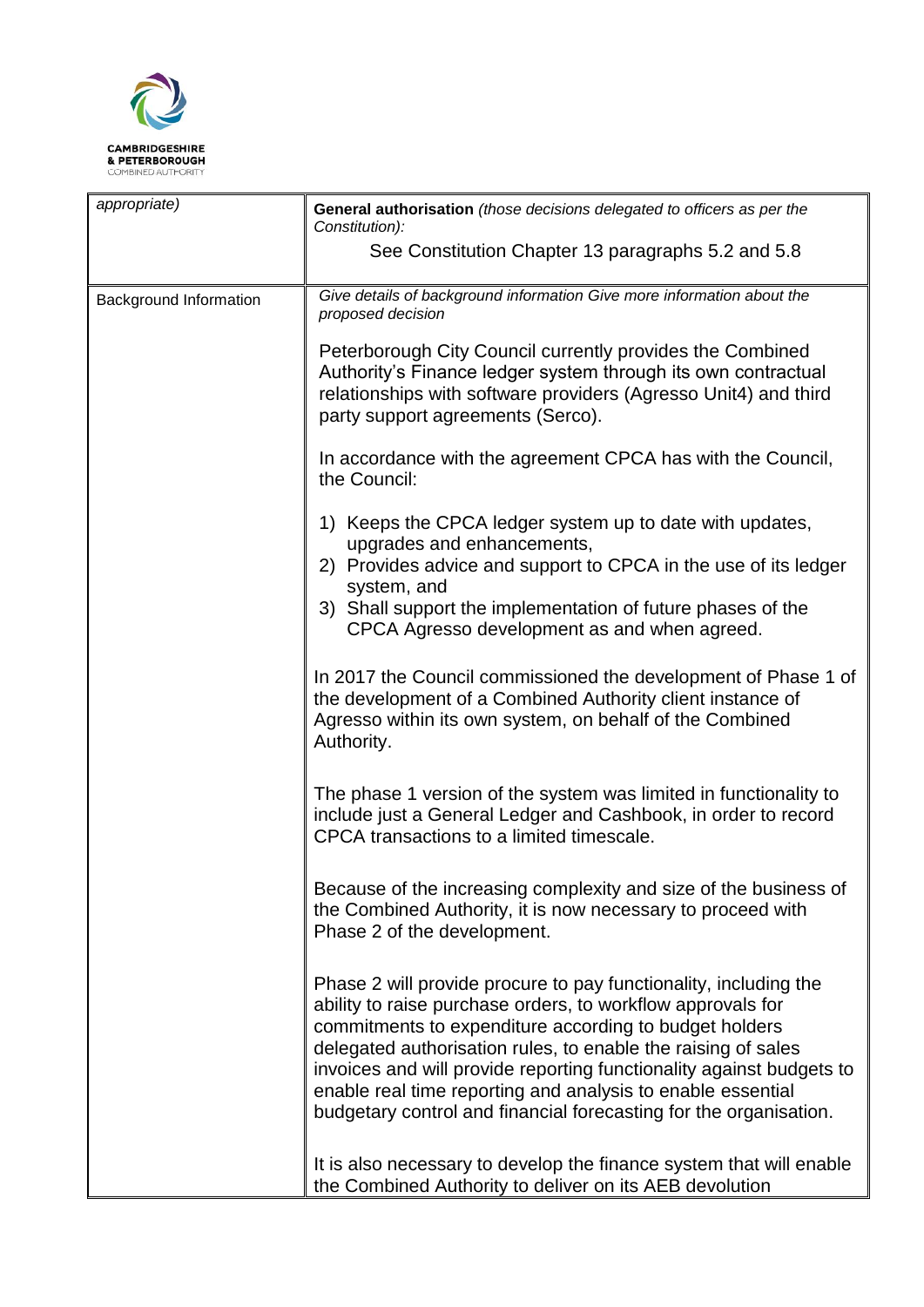| appropriate) | **General authorisation** *(those decisions delegated to officers as per the Constitution):*<br><br>See Constitution Chapter 13 paragraphs 5.2 and 5.8 |
|---|---|
| Background Information | *Give details of background information Give more information about the proposed decision*<br><br>Peterborough City Council currently provides the Combined Authority's Finance ledger system through its own contractual relationships with software providers (Agresso Unit4) and third party support agreements (Serco).<br><br>In accordance with the agreement CPCA has with the Council, the Council:<br><br>1) Keeps the CPCA ledger system up to date with updates, upgrades and enhancements,<br>2) Provides advice and support to CPCA in the use of its ledger system, and<br>3) Shall support the implementation of future phases of the CPCA Agresso development as and when agreed.<br><br>In 2017 the Council commissioned the development of Phase 1 of the development of a Combined Authority client instance of Agresso within its own system, on behalf of the Combined Authority.<br><br>The phase 1 version of the system was limited in functionality to include just a General Ledger and Cashbook, in order to record CPCA transactions to a limited timescale.<br><br>Because of the increasing complexity and size of the business of the Combined Authority, it is now necessary to proceed with Phase 2 of the development.<br><br>Phase 2 will provide procure to pay functionality, including the ability to raise purchase orders, to workflow approvals for commitments to expenditure according to budget holders delegated authorisation rules, to enable the raising of sales invoices and will provide reporting functionality against budgets to enable real time reporting and analysis to enable essential budgetary control and financial forecasting for the organisation.<br><br>It is also necessary to develop the finance system that will enable the Combined Authority to deliver on its AEB devolution |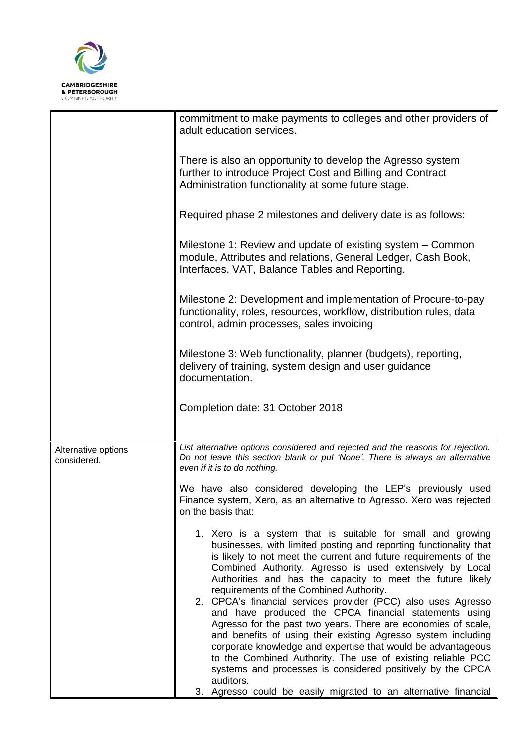| | |
|---|---|
| | commitment to make payments to colleges and other providers of adult education services.<br><br>There is also an opportunity to develop the Agresso system further to introduce Project Cost and Billing and Contract Administration functionality at some future stage.<br><br>Required phase 2 milestones and delivery date is as follows:<br><br>Milestone 1: Review and update of existing system – Common module, Attributes and relations, General Ledger, Cash Book, Interfaces, VAT, Balance Tables and Reporting.<br><br>Milestone 2: Development and implementation of Procure-to-pay functionality, roles, resources, workflow, distribution rules, data control, admin processes, sales invoicing<br><br>Milestone 3: Web functionality, planner (budgets), reporting, delivery of training, system design and user guidance documentation.<br><br>Completion date: 31 October 2018 |
| Alternative options considered. | *List alternative options considered and rejected and the reasons for rejection. Do not leave this section blank or put 'None'. There is always an alternative even if it is to do nothing.*<br><br>We have also considered developing the LEP's previously used Finance system, Xero, as an alternative to Agresso. Xero was rejected on the basis that:<br><br>1. Xero is a system that is suitable for small and growing businesses, with limited posting and reporting functionality that is likely to not meet the current and future requirements of the Combined Authority. Agresso is used extensively by Local Authorities and has the capacity to meet the future likely requirements of the Combined Authority.<br>2. CPCA's financial services provider (PCC) also uses Agresso and have produced the CPCA financial statements using Agresso for the past two years. There are economies of scale, and benefits of using their existing Agresso system including corporate knowledge and expertise that would be advantageous to the Combined Authority. The use of existing reliable PCC systems and processes is considered positively by the CPCA auditors.<br>3. Agresso could be easily migrated to an alternative financial |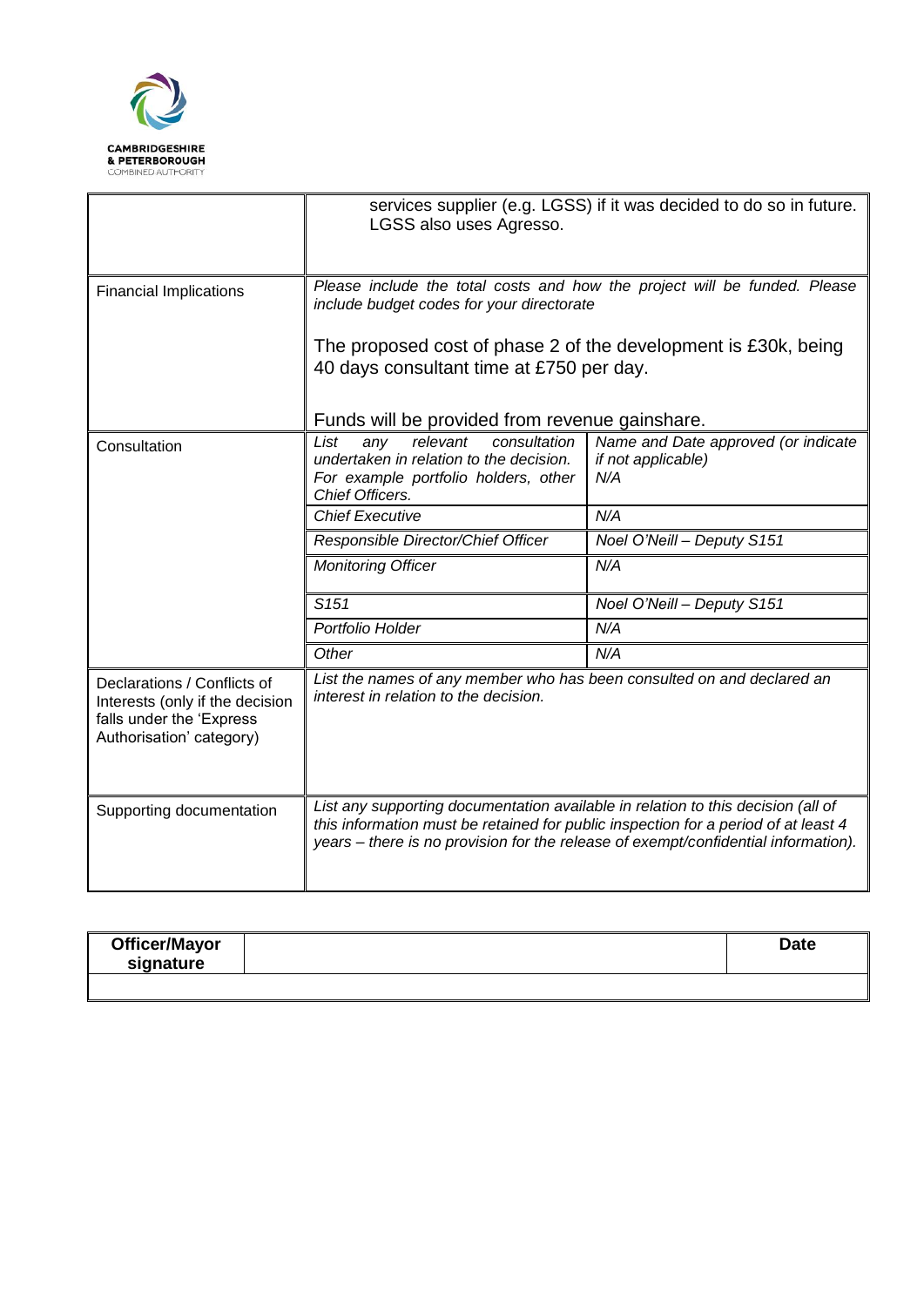| | | |
|---|---|---|
| | services supplier (e.g. LGSS) if it was decided to do so in future. LGSS also uses Agresso. | |
| Financial Implications | *Please include the total costs and how the project will be funded. Please include budget codes for your directorate*<br><br>The proposed cost of phase 2 of the development is £30k, being 40 days consultant time at £750 per day.<br><br>Funds will be provided from revenue gainshare. | |
| Consultation | *List any relevant consultation undertaken in relation to the decision. For example portfolio holders, other Chief Officers.* | *Name and Date approved (or indicate if not applicable)*<br>*N/A* |
| | *Chief Executive* | *N/A* |
| | *Responsible Director/Chief Officer* | *Noel O'Neill – Deputy S151* |
| | *Monitoring Officer* | *N/A* |
| | *S151* | *Noel O'Neill – Deputy S151* |
| | *Portfolio Holder* | *N/A* |
| | *Other* | *N/A* |
| Declarations / Conflicts of Interests (only if the decision falls under the 'Express Authorisation' category) | *List the names of any member who has been consulted on and declared an interest in relation to the decision.* | |
| Supporting documentation | *List any supporting documentation available in relation to this decision (all of this information must be retained for public inspection for a period of at least 4 years – there is no provision for the release of exempt/confidential information).* | |

| **Officer/Mayor signature** | | **Date** |
|---|---|---|
| | | |